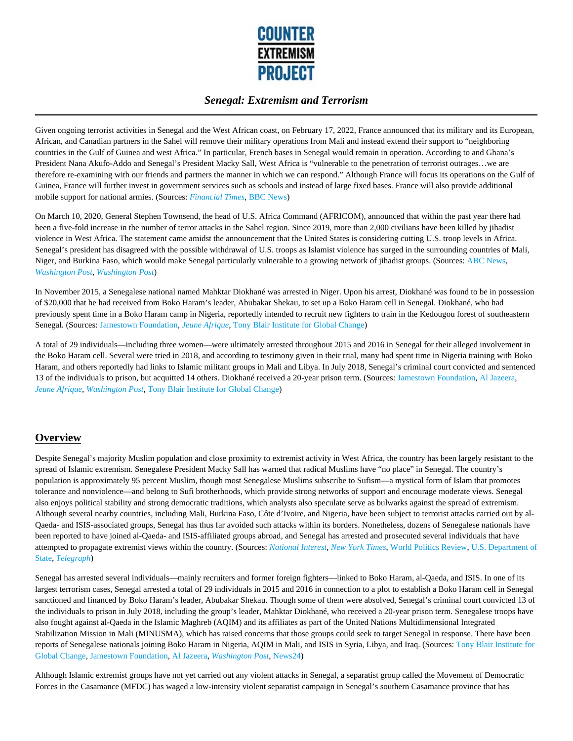# Senegal: Extremism and Terrorism

Given ongoing terrorist activities in Senegal and the West African coast, on February 17, 2022, France announced that its military and its European, African, and Canadian partners in the Sahel will remove their military operations from Mali and instead extend their support to "neighboring countries in the Gulf of Guinea and west Africa." In particular, French bases in Senegal would remain in operation. According to and Ghana's President Nana Akufo-Addo and Senegal's President Macky Sall, West Africa is "vulnerable to the penetration of terrorist outrages…we are therefore re-examining with our friends and partners the manner in which we can respond." Although France will focus its operations on the Gulf of Guinea, France will further invest in government services such as schools and instead of large fixed bases. France will also provide additional mobile support for national armies. (Sources: *Financial Times*, BBC News)

On March 10, 2020, General Stephen Townsend, the head of U.S. Africa Command (AFRICOM), announced that within the past year there had been a five-fold increase in the number of terror attacks in the Sahel region. Since 2019, more than 2,000 civilians have been killed by jihadist violence in West Africa. The statement came amidst the announcement that the United States is considering cutting U.S. troop levels in Africa. Senegal's president has disagreed with the possible withdrawal of U.S. troops as Islamist violence has surged in the surrounding countries of Mali, Niger, and Burkina Faso, which would make Senegal particularly vulnerable to a growing network of jihadist groups. (Sources: ABC News, *Washington Post*, *Washington Post*)

In November 2015, a Senegalese national named Mahktar Diokhané was arrested in Niger. Upon his arrest, Diokhané was found to be in possession of $20,000 that he had received from Boko Haram's leader, Abubakar Shekau, to set up a Boko Haram cell in Senegal. Diokhané, who had previously spent time in a Boko Haram camp in Nigeria, reportedly intended to recruit new fighters to train in the Kedougou forest of southeastern Senegal. (Sources: Jamestown Foundation, *Jeune Afrique*, Tony Blair Institute for Global Change)

A total of 29 individuals—including three women—were ultimately arrested throughout 2015 and 2016 in Senegal for their alleged involvement in the Boko Haram cell. Several were tried in 2018, and according to testimony given in their trial, many had spent time in Nigeria training with Boko Haram, and others reportedly had links to Islamic militant groups in Mali and Libya. In July 2018, Senegal's criminal court convicted and sentenced 13 of the individuals to prison, but acquitted 14 others. Diokhané received a 20-year prison term. (Sources: Jamestown Foundation, Al Jazeera, *Jeune Afrique*, *Washington Post*, Tony Blair Institute for Global Change)

## Overview

Despite Senegal's majority Muslim population and close proximity to extremist activity in West Africa, the country has been largely resistant to the spread of Islamic extremism. Senegalese President Macky Sall has warned that radical Muslims have "no place" in Senegal. The country's population is approximately 95 percent Muslim, though most Senegalese Muslims subscribe to Sufism—a mystical form of Islam that promotes tolerance and nonviolence—and belong to Sufi brotherhoods, which provide strong networks of support and encourage moderate views. Senegal also enjoys political stability and strong democratic traditions, which analysts also speculate serve as bulwarks against the spread of extremism. Although several nearby countries, including Mali, Burkina Faso, Côte d'Ivoire, and Nigeria, have been subject to terrorist attacks carried out by al-Qaeda- and ISIS-associated groups, Senegal has thus far avoided such attacks within its borders. Nonetheless, dozens of Senegalese nationals have been reported to have joined al-Qaeda- and ISIS-affiliated groups abroad, and Senegal has arrested and prosecuted several individuals that have attempted to propagate extremist views within the country. (Sources: *National Interest*, *New York Times*, World Politics Review, U.S. Department of State, *Telegraph*)

Senegal has arrested several individuals—mainly recruiters and former foreign fighters—linked to Boko Haram, al-Qaeda, and ISIS. In one of its largest terrorism cases, Senegal arrested a total of 29 individuals in 2015 and 2016 in connection to a plot to establish a Boko Haram cell in Senegal sanctioned and financed by Boko Haram's leader, Abubakar Shekau. Though some of them were absolved, Senegal's criminal court convicted 13 of the individuals to prison in July 2018, including the group's leader, Mahktar Diokhané, who received a 20-year prison term. Senegalese troops have also fought against al-Qaeda in the Islamic Maghreb (AQIM) and its affiliates as part of the United Nations Multidimensional Integrated Stabilization Mission in Mali (MINUSMA), which has raised concerns that those groups could seek to target Senegal in response. There have been reports of Senegalese nationals joining Boko Haram in Nigeria, AQIM in Mali, and ISIS in Syria, Libya, and Iraq. (Sources: Tony Blair Institute for Global Change, Jamestown Foundation, Al Jazeera, *Washington Post*, News24)

Although Islamic extremist groups have not yet carried out any violent attacks in Senegal, a separatist group called the Movement of Democratic Forces in the Casamance (MFDC) has waged a low-intensity violent separatist campaign in Senegal's southern Casamance province that has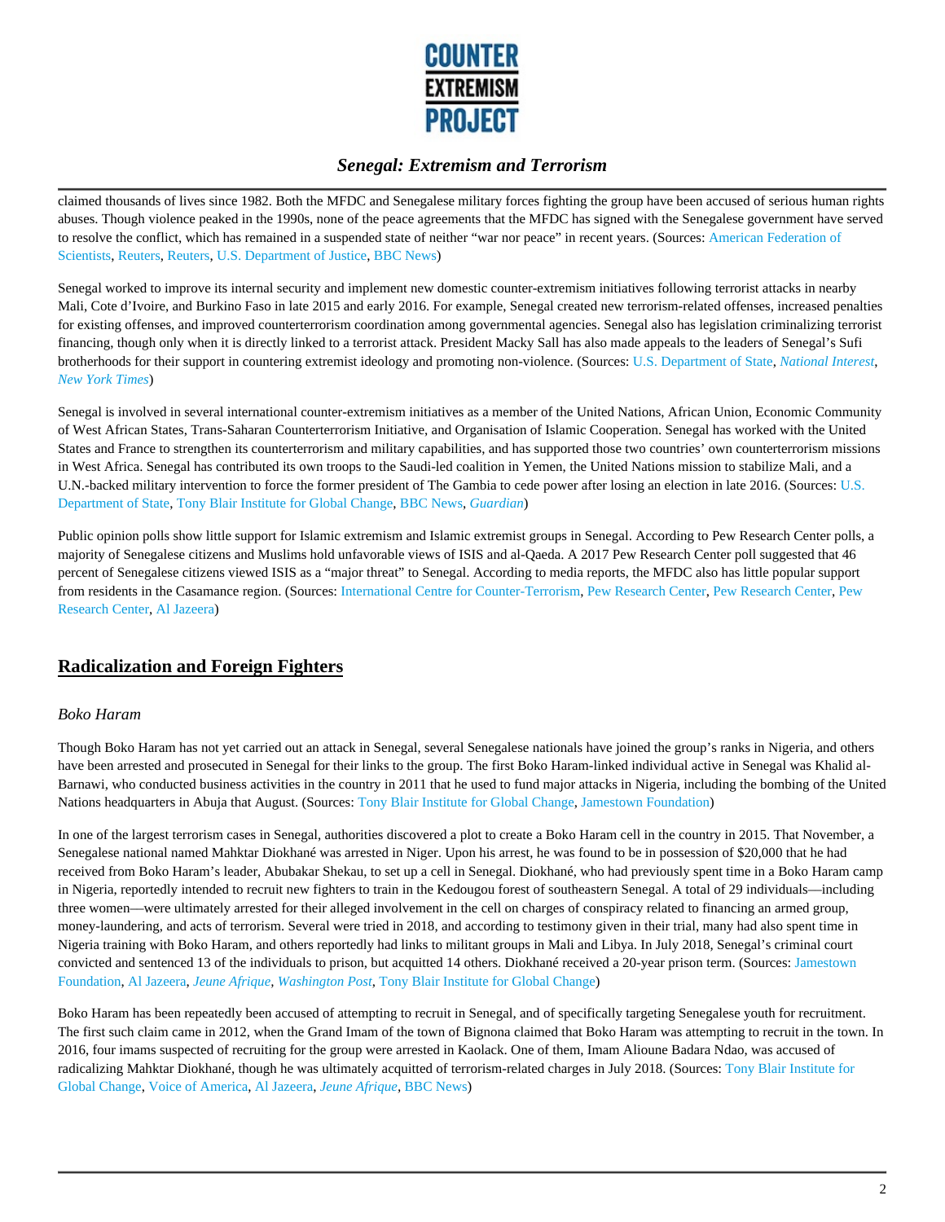claimed thousands of lives since 1982. Both the MFDC and Senegalese military forces fighting the group have been accused of serious human rights abuses. Though violence peaked in the 1990s, none of the peace agreements that the MFDC has signed with the Senegalese government have served to resolve the conflict, which has remained in a suspended state of neither "war nor peace" in recent years. (Sources: American Federation of Scientists, Reuters, Reuters, U.S. Department of Justice, BBC News)

Senegal worked to improve its internal security and implement new domestic counter-extremism initiatives following terrorist attacks in nearby Mali, Cote d'Ivoire, and Burkino Faso in late 2015 and early 2016. For example, Senegal created new terrorism-related offenses, increased penalties for existing offenses, and improved counterterrorism coordination among governmental agencies. Senegal also has legislation criminalizing terrorist financing, though only when it is directly linked to a terrorist attack. President Macky Sall has also made appeals to the leaders of Senegal's Sufi brotherhoods for their support in countering extremist ideology and promoting non-violence. (Sources: U.S. Department of State, *National Interest*, *New York Times*)

Senegal is involved in several international counter-extremism initiatives as a member of the United Nations, African Union, Economic Community of West African States, Trans-Saharan Counterterrorism Initiative, and Organisation of Islamic Cooperation. Senegal has worked with the United States and France to strengthen its counterterrorism and military capabilities, and has supported those two countries' own counterterrorism missions in West Africa. Senegal has contributed its own troops to the Saudi-led coalition in Yemen, the United Nations mission to stabilize Mali, and a U.N.-backed military intervention to force the former president of The Gambia to cede power after losing an election in late 2016. (Sources: U.S. Department of State, Tony Blair Institute for Global Change, BBC News, *Guardian*)

Public opinion polls show little support for Islamic extremism and Islamic extremist groups in Senegal. According to Pew Research Center polls, a majority of Senegalese citizens and Muslims hold unfavorable views of ISIS and al-Qaeda. A 2017 Pew Research Center poll suggested that 46 percent of Senegalese citizens viewed ISIS as a "major threat" to Senegal. According to media reports, the MFDC also has little popular support from residents in the Casamance region. (Sources: International Centre for Counter-Terrorism, Pew Research Center, Pew Research Center, Pew Research Center, Al Jazeera)

## Radicalization and Foreign Fighters

### *Boko Haram*

Though Boko Haram has not yet carried out an attack in Senegal, several Senegalese nationals have joined the group's ranks in Nigeria, and others have been arrested and prosecuted in Senegal for their links to the group. The first Boko Haram-linked individual active in Senegal was Khalid al-Barnawi, who conducted business activities in the country in 2011 that he used to fund major attacks in Nigeria, including the bombing of the United Nations headquarters in Abuja that August. (Sources: Tony Blair Institute for Global Change, Jamestown Foundation)

In one of the largest terrorism cases in Senegal, authorities discovered a plot to create a Boko Haram cell in the country in 2015. That November, a Senegalese national named Mahktar Diokhané was arrested in Niger. Upon his arrest, he was found to be in possession of $20,000 that he had received from Boko Haram's leader, Abubakar Shekau, to set up a cell in Senegal. Diokhané, who had previously spent time in a Boko Haram camp in Nigeria, reportedly intended to recruit new fighters to train in the Kedougou forest of southeastern Senegal. A total of 29 individuals—including three women—were ultimately arrested for their alleged involvement in the cell on charges of conspiracy related to financing an armed group, money-laundering, and acts of terrorism. Several were tried in 2018, and according to testimony given in their trial, many had also spent time in Nigeria training with Boko Haram, and others reportedly had links to militant groups in Mali and Libya. In July 2018, Senegal's criminal court convicted and sentenced 13 of the individuals to prison, but acquitted 14 others. Diokhané received a 20-year prison term. (Sources: Jamestown Foundation, Al Jazeera, *Jeune Afrique*, *Washington Post*, Tony Blair Institute for Global Change)

Boko Haram has been repeatedly been accused of attempting to recruit in Senegal, and of specifically targeting Senegalese youth for recruitment. The first such claim came in 2012, when the Grand Imam of the town of Bignona claimed that Boko Haram was attempting to recruit in the town. In 2016, four imams suspected of recruiting for the group were arrested in Kaolack. One of them, Imam Alioune Badara Ndao, was accused of radicalizing Mahktar Diokhané, though he was ultimately acquitted of terrorism-related charges in July 2018. (Sources: Tony Blair Institute for Global Change, Voice of America, Al Jazeera, *Jeune Afrique*, BBC News)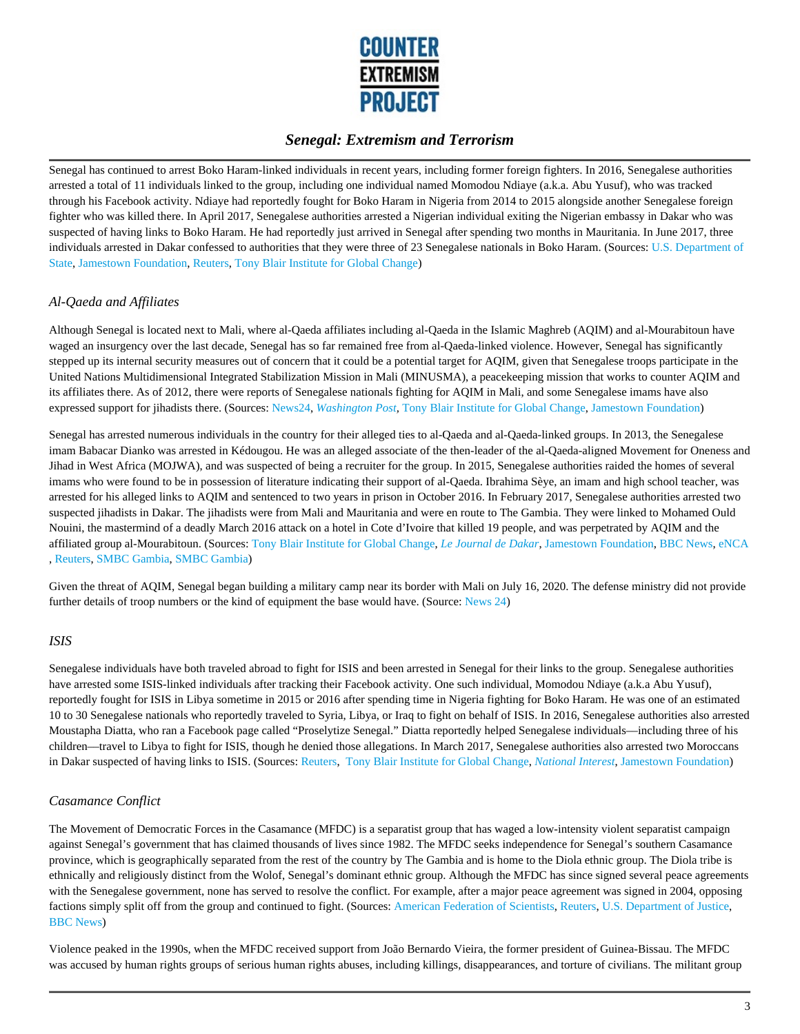Senegal has continued to arrest Boko Haram-linked individuals in recent years, including former foreign fighters. In 2016, Senegalese authorities arrested a total of 11 individuals linked to the group, including one individual named Momodou Ndiaye (a.k.a. Abu Yusuf), who was tracked through his Facebook activity. Ndiaye had reportedly fought for Boko Haram in Nigeria from 2014 to 2015 alongside another Senegalese foreign fighter who was killed there. In April 2017, Senegalese authorities arrested a Nigerian individual exiting the Nigerian embassy in Dakar who was suspected of having links to Boko Haram. He had reportedly just arrived in Senegal after spending two months in Mauritania. In June 2017, three individuals arrested in Dakar confessed to authorities that they were three of 23 Senegalese nationals in Boko Haram. (Sources: U.S. Department of State, Jamestown Foundation, Reuters, Tony Blair Institute for Global Change)

### *Al-Qaeda and Affiliates*

Although Senegal is located next to Mali, where al-Qaeda affiliates including al-Qaeda in the Islamic Maghreb (AQIM) and al-Mourabitoun have waged an insurgency over the last decade, Senegal has so far remained free from al-Qaeda-linked violence. However, Senegal has significantly stepped up its internal security measures out of concern that it could be a potential target for AQIM, given that Senegalese troops participate in the United Nations Multidimensional Integrated Stabilization Mission in Mali (MINUSMA), a peacekeeping mission that works to counter AQIM and its affiliates there. As of 2012, there were reports of Senegalese nationals fighting for AQIM in Mali, and some Senegalese imams have also expressed support for jihadists there. (Sources: News24, *Washington Post*, Tony Blair Institute for Global Change, Jamestown Foundation)

Senegal has arrested numerous individuals in the country for their alleged ties to al-Qaeda and al-Qaeda-linked groups. In 2013, the Senegalese imam Babacar Dianko was arrested in Kédougou. He was an alleged associate of the then-leader of the al-Qaeda-aligned Movement for Oneness and Jihad in West Africa (MOJWA), and was suspected of being a recruiter for the group. In 2015, Senegalese authorities raided the homes of several imams who were found to be in possession of literature indicating their support of al-Qaeda. Ibrahima Sèye, an imam and high school teacher, was arrested for his alleged links to AQIM and sentenced to two years in prison in October 2016. In February 2017, Senegalese authorities arrested two suspected jihadists in Dakar. The jihadists were from Mali and Mauritania and were en route to The Gambia. They were linked to Mohamed Ould Nouini, the mastermind of a deadly March 2016 attack on a hotel in Cote d'Ivoire that killed 19 people, and was perpetrated by AQIM and the affiliated group al-Mourabitoun. (Sources: Tony Blair Institute for Global Change, *Le Journal de Dakar*, Jamestown Foundation, BBC News, eNCA, Reuters, SMBC Gambia, SMBC Gambia)

Given the threat of AQIM, Senegal began building a military camp near its border with Mali on July 16, 2020. The defense ministry did not provide further details of troop numbers or the kind of equipment the base would have. (Source: News 24)

### *ISIS*

Senegalese individuals have both traveled abroad to fight for ISIS and been arrested in Senegal for their links to the group. Senegalese authorities have arrested some ISIS-linked individuals after tracking their Facebook activity. One such individual, Momodou Ndiaye (a.k.a Abu Yusuf), reportedly fought for ISIS in Libya sometime in 2015 or 2016 after spending time in Nigeria fighting for Boko Haram. He was one of an estimated 10 to 30 Senegalese nationals who reportedly traveled to Syria, Libya, or Iraq to fight on behalf of ISIS. In 2016, Senegalese authorities also arrested Moustapha Diatta, who ran a Facebook page called "Proselytize Senegal." Diatta reportedly helped Senegalese individuals—including three of his children—travel to Libya to fight for ISIS, though he denied those allegations. In March 2017, Senegalese authorities also arrested two Moroccans in Dakar suspected of having links to ISIS. (Sources: Reuters, Tony Blair Institute for Global Change, *National Interest*, Jamestown Foundation)

### *Casamance Conflict*

The Movement of Democratic Forces in the Casamance (MFDC) is a separatist group that has waged a low-intensity violent separatist campaign against Senegal's government that has claimed thousands of lives since 1982. The MFDC seeks independence for Senegal's southern Casamance province, which is geographically separated from the rest of the country by The Gambia and is home to the Diola ethnic group. The Diola tribe is ethnically and religiously distinct from the Wolof, Senegal's dominant ethnic group. Although the MFDC has since signed several peace agreements with the Senegalese government, none has served to resolve the conflict. For example, after a major peace agreement was signed in 2004, opposing factions simply split off from the group and continued to fight. (Sources: American Federation of Scientists, Reuters, U.S. Department of Justice, BBC News)

Violence peaked in the 1990s, when the MFDC received support from João Bernardo Vieira, the former president of Guinea-Bissau. The MFDC was accused by human rights groups of serious human rights abuses, including killings, disappearances, and torture of civilians. The militant group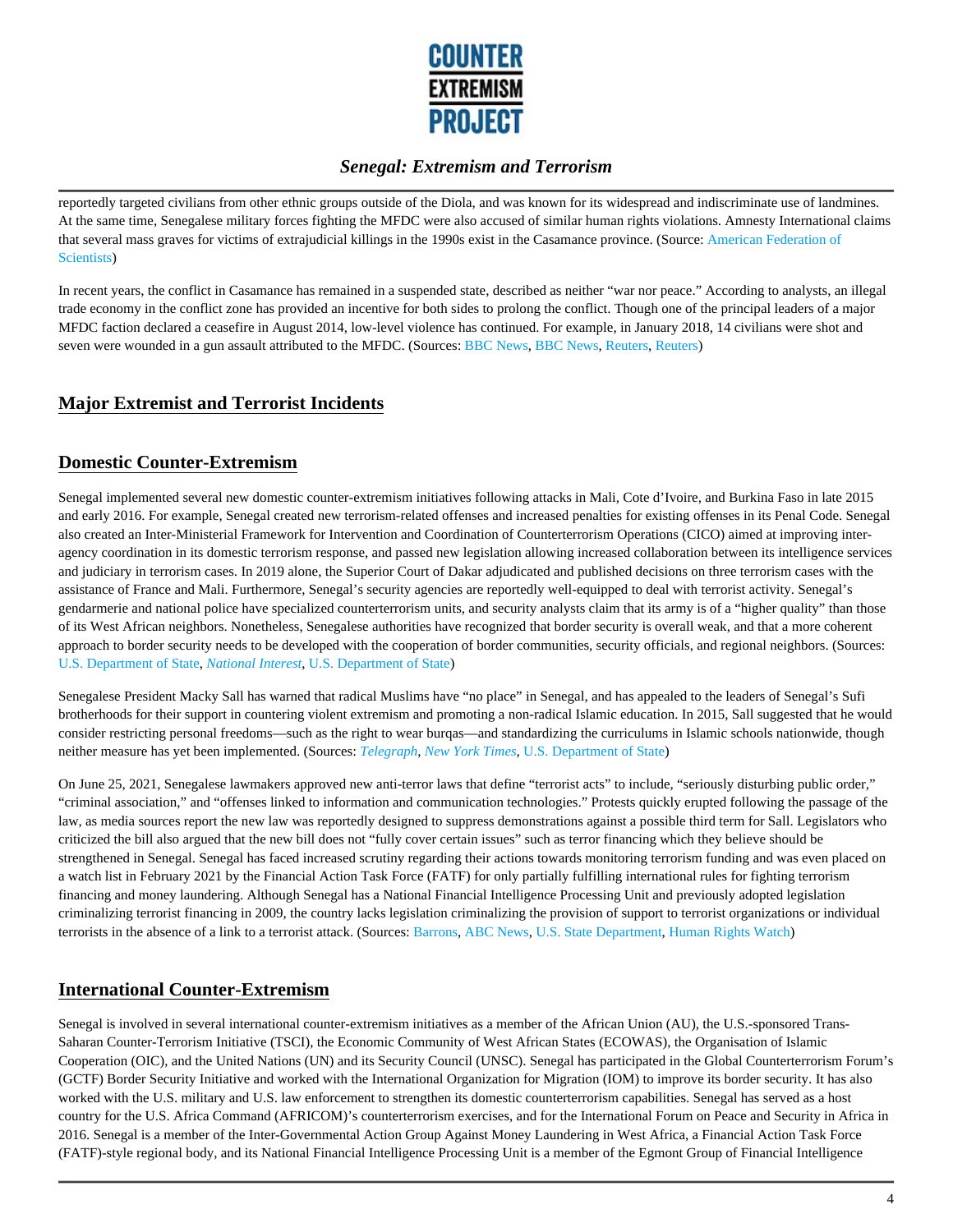reportedly targeted civilians from other ethnic groups outside of the Diola, and was known for its widespread and indiscriminate use of landmines. At the same time, Senegalese military forces fighting the MFDC were also accused of similar human rights violations. Amnesty International claims that several mass graves for victims of extrajudicial killings in the 1990s exist in the Casamance province. (Source: American Federation of Scientists)

In recent years, the conflict in Casamance has remained in a suspended state, described as neither "war nor peace." According to analysts, an illegal trade economy in the conflict zone has provided an incentive for both sides to prolong the conflict. Though one of the principal leaders of a major MFDC faction declared a ceasefire in August 2014, low-level violence has continued. For example, in January 2018, 14 civilians were shot and seven were wounded in a gun assault attributed to the MFDC. (Sources: BBC News, BBC News, Reuters, Reuters)

## Major Extremist and Terrorist Incidents

## Domestic Counter-Extremism

Senegal implemented several new domestic counter-extremism initiatives following attacks in Mali, Cote d'Ivoire, and Burkina Faso in late 2015 and early 2016. For example, Senegal created new terrorism-related offenses and increased penalties for existing offenses in its Penal Code. Senegal also created an Inter-Ministerial Framework for Intervention and Coordination of Counterterrorism Operations (CICO) aimed at improving inter-agency coordination in its domestic terrorism response, and passed new legislation allowing increased collaboration between its intelligence services and judiciary in terrorism cases. In 2019 alone, the Superior Court of Dakar adjudicated and published decisions on three terrorism cases with the assistance of France and Mali. Furthermore, Senegal's security agencies are reportedly well-equipped to deal with terrorist activity. Senegal's gendarmerie and national police have specialized counterterrorism units, and security analysts claim that its army is of a "higher quality" than those of its West African neighbors. Nonetheless, Senegalese authorities have recognized that border security is overall weak, and that a more coherent approach to border security needs to be developed with the cooperation of border communities, security officials, and regional neighbors. (Sources: U.S. Department of State, *National Interest*, U.S. Department of State)

Senegalese President Macky Sall has warned that radical Muslims have "no place" in Senegal, and has appealed to the leaders of Senegal's Sufi brotherhoods for their support in countering violent extremism and promoting a non-radical Islamic education. In 2015, Sall suggested that he would consider restricting personal freedoms—such as the right to wear burqas—and standardizing the curriculums in Islamic schools nationwide, though neither measure has yet been implemented. (Sources: *Telegraph*, *New York Times*, U.S. Department of State)

On June 25, 2021, Senegalese lawmakers approved new anti-terror laws that define "terrorist acts" to include, "seriously disturbing public order," "criminal association," and "offenses linked to information and communication technologies." Protests quickly erupted following the passage of the law, as media sources report the new law was reportedly designed to suppress demonstrations against a possible third term for Sall. Legislators who criticized the bill also argued that the new bill does not "fully cover certain issues" such as terror financing which they believe should be strengthened in Senegal. Senegal has faced increased scrutiny regarding their actions towards monitoring terrorism funding and was even placed on a watch list in February 2021 by the Financial Action Task Force (FATF) for only partially fulfilling international rules for fighting terrorism financing and money laundering. Although Senegal has a National Financial Intelligence Processing Unit and previously adopted legislation criminalizing terrorist financing in 2009, the country lacks legislation criminalizing the provision of support to terrorist organizations or individual terrorists in the absence of a link to a terrorist attack. (Sources: Barrons, ABC News, U.S. State Department, Human Rights Watch)

## International Counter-Extremism

Senegal is involved in several international counter-extremism initiatives as a member of the African Union (AU), the U.S.-sponsored Trans-Saharan Counter-Terrorism Initiative (TSCI), the Economic Community of West African States (ECOWAS), the Organisation of Islamic Cooperation (OIC), and the United Nations (UN) and its Security Council (UNSC). Senegal has participated in the Global Counterterrorism Forum's (GCTF) Border Security Initiative and worked with the International Organization for Migration (IOM) to improve its border security. It has also worked with the U.S. military and U.S. law enforcement to strengthen its domestic counterterrorism capabilities. Senegal has served as a host country for the U.S. Africa Command (AFRICOM)'s counterterrorism exercises, and for the International Forum on Peace and Security in Africa in 2016. Senegal is a member of the Inter-Governmental Action Group Against Money Laundering in West Africa, a Financial Action Task Force (FATF)-style regional body, and its National Financial Intelligence Processing Unit is a member of the Egmont Group of Financial Intelligence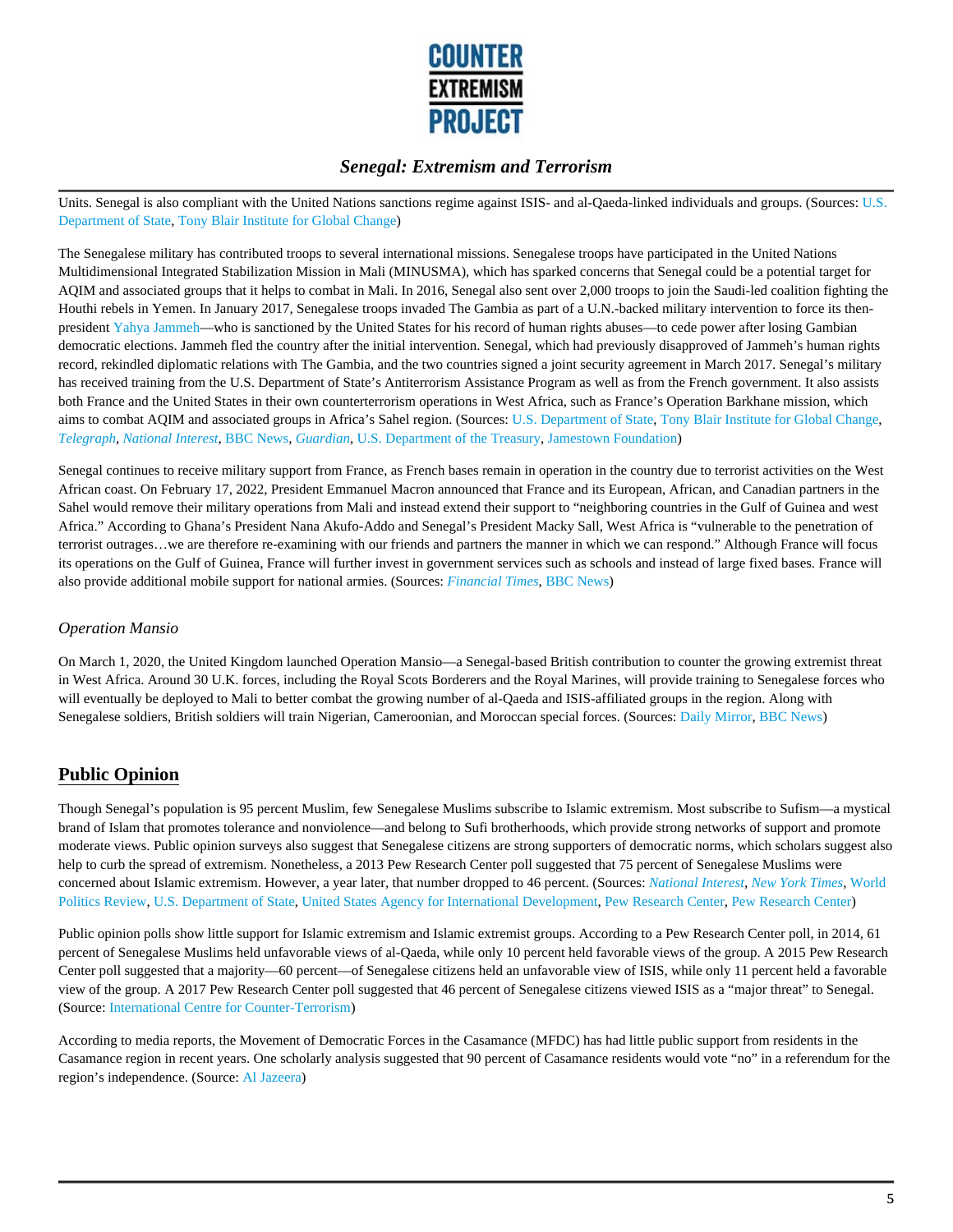Units. Senegal is also compliant with the United Nations sanctions regime against ISIS- and al-Qaeda-linked individuals and groups. (Sources: U.S. Department of State, Tony Blair Institute for Global Change)

The Senegalese military has contributed troops to several international missions. Senegalese troops have participated in the United Nations Multidimensional Integrated Stabilization Mission in Mali (MINUSMA), which has sparked concerns that Senegal could be a potential target for AQIM and associated groups that it helps to combat in Mali. In 2016, Senegal also sent over 2,000 troops to join the Saudi-led coalition fighting the Houthi rebels in Yemen. In January 2017, Senegalese troops invaded The Gambia as part of a U.N.-backed military intervention to force its then-president Yahya Jammeh—who is sanctioned by the United States for his record of human rights abuses—to cede power after losing Gambian democratic elections. Jammeh fled the country after the initial intervention. Senegal, which had previously disapproved of Jammeh's human rights record, rekindled diplomatic relations with The Gambia, and the two countries signed a joint security agreement in March 2017. Senegal's military has received training from the U.S. Department of State's Antiterrorism Assistance Program as well as from the French government. It also assists both France and the United States in their own counterterrorism operations in West Africa, such as France's Operation Barkhane mission, which aims to combat AQIM and associated groups in Africa's Sahel region. (Sources: U.S. Department of State, Tony Blair Institute for Global Change, *Telegraph*, *National Interest*, BBC News, *Guardian*, U.S. Department of the Treasury, Jamestown Foundation)

Senegal continues to receive military support from France, as French bases remain in operation in the country due to terrorist activities on the West African coast. On February 17, 2022, President Emmanuel Macron announced that France and its European, African, and Canadian partners in the Sahel would remove their military operations from Mali and instead extend their support to "neighboring countries in the Gulf of Guinea and west Africa." According to Ghana's President Nana Akufo-Addo and Senegal's President Macky Sall, West Africa is "vulnerable to the penetration of terrorist outrages…we are therefore re-examining with our friends and partners the manner in which we can respond." Although France will focus its operations on the Gulf of Guinea, France will further invest in government services such as schools and instead of large fixed bases. France will also provide additional mobile support for national armies. (Sources: *Financial Times*, BBC News)

### *Operation Mansio*

On March 1, 2020, the United Kingdom launched Operation Mansio—a Senegal-based British contribution to counter the growing extremist threat in West Africa. Around 30 U.K. forces, including the Royal Scots Borderers and the Royal Marines, will provide training to Senegalese forces who will eventually be deployed to Mali to better combat the growing number of al-Qaeda and ISIS-affiliated groups in the region. Along with Senegalese soldiers, British soldiers will train Nigerian, Cameroonian, and Moroccan special forces. (Sources: Daily Mirror, BBC News)

## Public Opinion

Though Senegal's population is 95 percent Muslim, few Senegalese Muslims subscribe to Islamic extremism. Most subscribe to Sufism—a mystical brand of Islam that promotes tolerance and nonviolence—and belong to Sufi brotherhoods, which provide strong networks of support and promote moderate views. Public opinion surveys also suggest that Senegalese citizens are strong supporters of democratic norms, which scholars suggest also help to curb the spread of extremism. Nonetheless, a 2013 Pew Research Center poll suggested that 75 percent of Senegalese Muslims were concerned about Islamic extremism. However, a year later, that number dropped to 46 percent. (Sources: *National Interest*, *New York Times*, World Politics Review, U.S. Department of State, United States Agency for International Development, Pew Research Center, Pew Research Center)

Public opinion polls show little support for Islamic extremism and Islamic extremist groups. According to a Pew Research Center poll, in 2014, 61 percent of Senegalese Muslims held unfavorable views of al-Qaeda, while only 10 percent held favorable views of the group. A 2015 Pew Research Center poll suggested that a majority—60 percent—of Senegalese citizens held an unfavorable view of ISIS, while only 11 percent held a favorable view of the group. A 2017 Pew Research Center poll suggested that 46 percent of Senegalese citizens viewed ISIS as a "major threat" to Senegal. (Source: International Centre for Counter-Terrorism)

According to media reports, the Movement of Democratic Forces in the Casamance (MFDC) has had little public support from residents in the Casamance region in recent years. One scholarly analysis suggested that 90 percent of Casamance residents would vote "no" in a referendum for the region's independence. (Source: Al Jazeera)